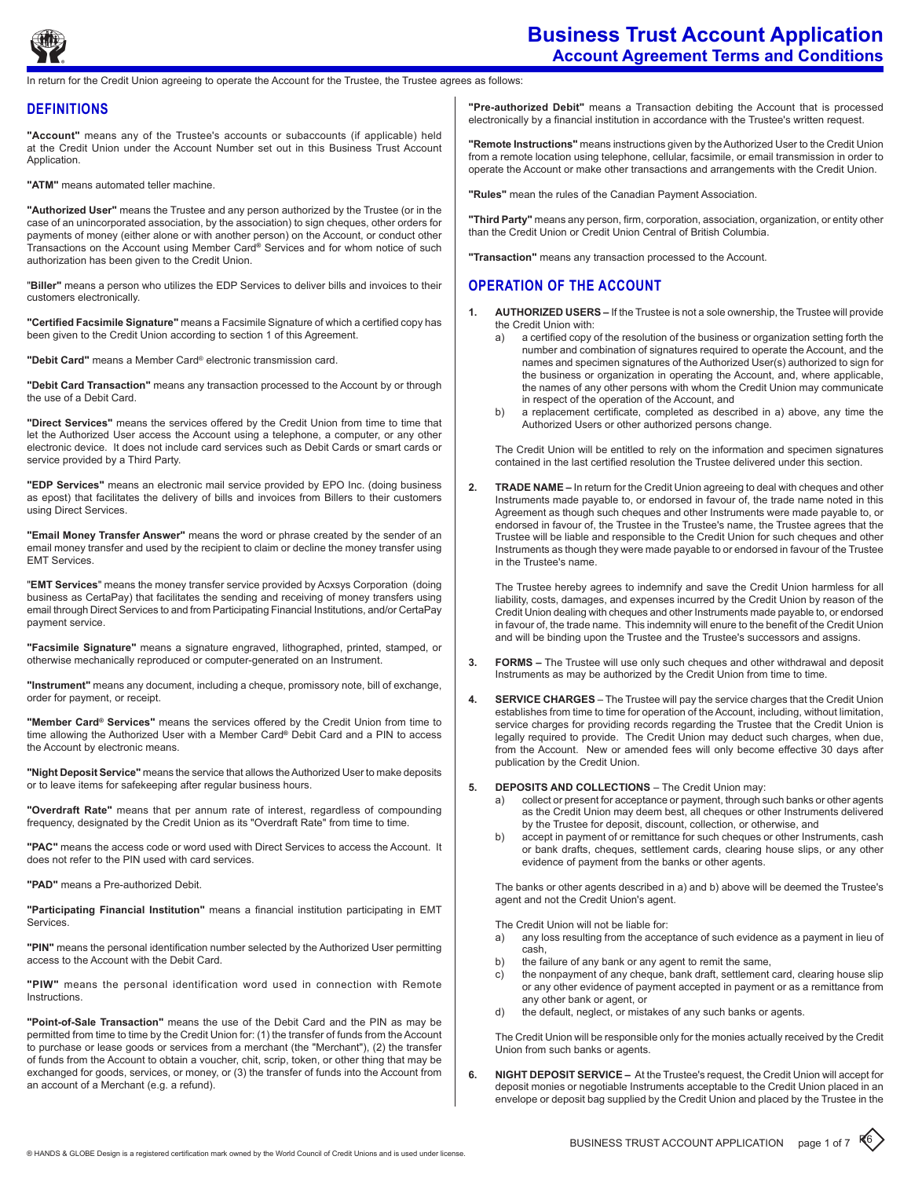# Business Trust Account Application

## Account Agreement Terms and Conditions

In return for the Credit Union agreeing to operate the Account for the Trustee, the Trustee agrees as follows:

## DEFINITIONS

**"Account"** means any of the Trustee's accounts or subaccounts (if applicable) held at the Credit Union under the Account Number set out in this Business Trust Account Application.

**"ATM"** means automated teller machine.

**"Authorized User"** means the Trustee and any person authorized by the Trustee (or in the case of an unincorporated association, by the association) to sign cheques, other orders for payments of money (either alone or with another person) on the Account, or conduct other Transactions on the Account using Member Card® Services and for whom notice of such authorization has been given to the Credit Union.

"**Biller"** means a person who utilizes the EDP Services to deliver bills and invoices to their customers electronically.

**"Certified Facsimile Signature"** means a Facsimile Signature of which a certified copy has been given to the Credit Union according to section 1 of this Agreement.

**"Debit Card"** means a Member Card® electronic transmission card.

**"Debit Card Transaction"** means any transaction processed to the Account by or through the use of a Debit Card.

**"Direct Services"** means the services offered by the Credit Union from time to time that let the Authorized User access the Account using a telephone, a computer, or any other electronic device. It does not include card services such as Debit Cards or smart cards or service provided by a Third Party.

**"EDP Services"** means an electronic mail service provided by EPO Inc. (doing business as epost) that facilitates the delivery of bills and invoices from Billers to their customers using Direct Services.

**"Email Money Transfer Answer"** means the word or phrase created by the sender of an email money transfer and used by the recipient to claim or decline the money transfer using EMT Services.

"**EMT Services**" means the money transfer service provided by Acxsys Corporation (doing business as CertaPay) that facilitates the sending and receiving of money transfers using email through Direct Services to and from Participating Financial Institutions, and/or CertaPay payment service.

**"Facsimile Signature"** means a signature engraved, lithographed, printed, stamped, or otherwise mechanically reproduced or computer-generated on an Instrument.

**"Instrument"** means any document, including a cheque, promissory note, bill of exchange, order for payment, or receipt.

**"Member Card® Services"** means the services offered by the Credit Union from time to time allowing the Authorized User with a Member Card® Debit Card and a PIN to access the Account by electronic means.

**"Night Deposit Service"** means the service that allows the Authorized User to make deposits or to leave items for safekeeping after regular business hours.

**"Overdraft Rate"** means that per annum rate of interest, regardless of compounding frequency, designated by the Credit Union as its "Overdraft Rate" from time to time.

**"PAC"** means the access code or word used with Direct Services to access the Account. It does not refer to the PIN used with card services.

**"PAD"** means a Pre-authorized Debit.

**"Participating Financial Institution"** means a financial institution participating in EMT Services.

**"PIN"** means the personal identification number selected by the Authorized User permitting access to the Account with the Debit Card.

**"PIW"** means the personal identification word used in connection with Remote Instructions.

**"Point-of-Sale Transaction"** means the use of the Debit Card and the PIN as may be permitted from time to time by the Credit Union for: (1) the transfer of funds from the Account to purchase or lease goods or services from a merchant (the "Merchant"), (2) the transfer of funds from the Account to obtain a voucher, chit, scrip, token, or other thing that may be exchanged for goods, services, or money, or (3) the transfer of funds into the Account from an account of a Merchant (e.g. a refund).

**"Pre-authorized Debit"** means a Transaction debiting the Account that is processed electronically by a financial institution in accordance with the Trustee's written request.

**"Remote Instructions"** means instructions given by the Authorized User to the Credit Union from a remote location using telephone, cellular, facsimile, or email transmission in order to operate the Account or make other transactions and arrangements with the Credit Union.

**"Rules"** mean the rules of the Canadian Payment Association.

**"Third Party"** means any person, firm, corporation, association, organization, or entity other than the Credit Union or Credit Union Central of British Columbia.

**"Transaction"** means any transaction processed to the Account.

## OPERATION OF THE ACCOUNT

1. **AUTHORIZED USERS –** If the Trustee is not a sole ownership, the Trustee will provide the Credit Union with:
   a) a certified copy of the resolution of the business or organization setting forth the number and combination of signatures required to operate the Account, and the names and specimen signatures of the Authorized User(s) authorized to sign for the business or organization in operating the Account, and, where applicable, the names of any other persons with whom the Credit Union may communicate in respect of the operation of the Account, and
   b) a replacement certificate, completed as described in a) above, any time the Authorized Users or other authorized persons change.

   The Credit Union will be entitled to rely on the information and specimen signatures contained in the last certified resolution the Trustee delivered under this section.

2. **TRADE NAME –** In return for the Credit Union agreeing to deal with cheques and other Instruments made payable to, or endorsed in favour of, the trade name noted in this Agreement as though such cheques and other Instruments were made payable to, or endorsed in favour of, the Trustee in the Trustee's name, the Trustee agrees that the Trustee will be liable and responsible to the Credit Union for such cheques and other Instruments as though they were made payable to or endorsed in favour of the Trustee in the Trustee's name.

   The Trustee hereby agrees to indemnify and save the Credit Union harmless for all liability, costs, damages, and expenses incurred by the Credit Union by reason of the Credit Union dealing with cheques and other Instruments made payable to, or endorsed in favour of, the trade name. This indemnity will enure to the benefit of the Credit Union and will be binding upon the Trustee and the Trustee's successors and assigns.

3. **FORMS –** The Trustee will use only such cheques and other withdrawal and deposit Instruments as may be authorized by the Credit Union from time to time.

4. **SERVICE CHARGES** – The Trustee will pay the service charges that the Credit Union establishes from time to time for operation of the Account, including, without limitation, service charges for providing records regarding the Trustee that the Credit Union is legally required to provide. The Credit Union may deduct such charges, when due, from the Account. New or amended fees will only become effective 30 days after publication by the Credit Union.

5. **DEPOSITS AND COLLECTIONS** – The Credit Union may:
   a) collect or present for acceptance or payment, through such banks or other agents as the Credit Union may deem best, all cheques or other Instruments delivered by the Trustee for deposit, discount, collection, or otherwise, and
   b) accept in payment of or remittance for such cheques or other Instruments, cash or bank drafts, cheques, settlement cards, clearing house slips, or any other evidence of payment from the banks or other agents.

   The banks or other agents described in a) and b) above will be deemed the Trustee's agent and not the Credit Union's agent.

   The Credit Union will not be liable for:
   a) any loss resulting from the acceptance of such evidence as a payment in lieu of cash,
   b) the failure of any bank or any agent to remit the same,
   c) the nonpayment of any cheque, bank draft, settlement card, clearing house slip or any other evidence of payment accepted in payment or as a remittance from any other bank or agent, or
   d) the default, neglect, or mistakes of any such banks or agents.

   The Credit Union will be responsible only for the monies actually received by the Credit Union from such banks or agents.

6. **NIGHT DEPOSIT SERVICE –** At the Trustee's request, the Credit Union will accept for deposit monies or negotiable Instruments acceptable to the Credit Union placed in an envelope or deposit bag supplied by the Credit Union and placed by the Trustee in the

® HANDS & GLOBE Design is a registered certification mark owned by the World Council of Credit Unions and is used under license.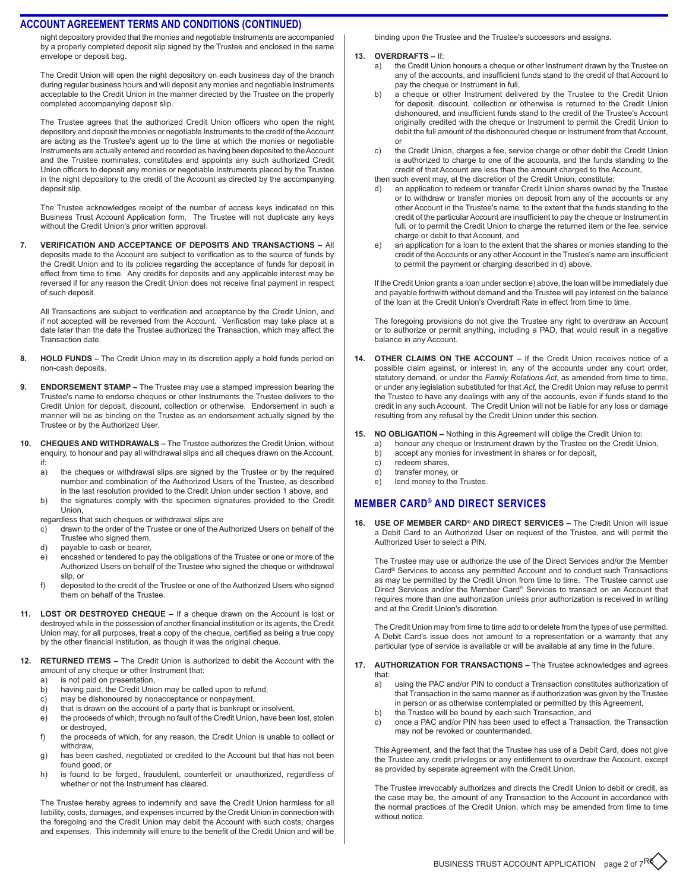## ACCOUNT AGREEMENT TERMS AND CONDITIONS (CONTINUED)

night depository provided that the monies and negotiable Instruments are accompanied by a properly completed deposit slip signed by the Trustee and enclosed in the same envelope or deposit bag.

The Credit Union will open the night depository on each business day of the branch during regular business hours and will deposit any monies and negotiable Instruments acceptable to the Credit Union in the manner directed by the Trustee on the properly completed accompanying deposit slip.

The Trustee agrees that the authorized Credit Union officers who open the night depository and deposit the monies or negotiable Instruments to the credit of the Account are acting as the Trustee's agent up to the time at which the monies or negotiable Instruments are actually entered and recorded as having been deposited to the Account and the Trustee nominates, constitutes and appoints any such authorized Credit Union officers to deposit any monies or negotiable Instruments placed by the Trustee in the night depository to the credit of the Account as directed by the accompanying deposit slip.

The Trustee acknowledges receipt of the number of access keys indicated on this Business Trust Account Application form. The Trustee will not duplicate any keys without the Credit Union's prior written approval.

7. **VERIFICATION AND ACCEPTANCE OF DEPOSITS AND TRANSACTIONS –** All deposits made to the Account are subject to verification as to the source of funds by the Credit Union and to its policies regarding the acceptance of funds for deposit in effect from time to time. Any credits for deposits and any applicable interest may be reversed if for any reason the Credit Union does not receive final payment in respect of such deposit.

   All Transactions are subject to verification and acceptance by the Credit Union, and if not accepted will be reversed from the Account. Verification may take place at a date later than the date the Trustee authorized the Transaction, which may affect the Transaction date.

8. **HOLD FUNDS –** The Credit Union may in its discretion apply a hold funds period on non-cash deposits.

9. **ENDORSEMENT STAMP –** The Trustee may use a stamped impression bearing the Trustee's name to endorse cheques or other Instruments the Trustee delivers to the Credit Union for deposit, discount, collection or otherwise. Endorsement in such a manner will be as binding on the Trustee as an endorsement actually signed by the Trustee or by the Authorized User.

10. **CHEQUES AND WITHDRAWALS –** The Trustee authorizes the Credit Union, without enquiry, to honour and pay all withdrawal slips and all cheques drawn on the Account, if:
    a) the cheques or withdrawal slips are signed by the Trustee or by the required number and combination of the Authorized Users of the Trustee, as described in the last resolution provided to the Credit Union under section 1 above, and
    b) the signatures comply with the specimen signatures provided to the Credit Union,

    regardless that such cheques or withdrawal slips are
    c) drawn to the order of the Trustee or one of the Authorized Users on behalf of the Trustee who signed them,
    d) payable to cash or bearer,
    e) encashed or tendered to pay the obligations of the Trustee or one or more of the Authorized Users on behalf of the Trustee who signed the cheque or withdrawal slip, or
    f) deposited to the credit of the Trustee or one of the Authorized Users who signed them on behalf of the Trustee.

11. **LOST OR DESTROYED CHEQUE –** If a cheque drawn on the Account is lost or destroyed while in the possession of another financial institution or its agents, the Credit Union may, for all purposes, treat a copy of the cheque, certified as being a true copy by the other financial institution, as though it was the original cheque.

12. **RETURNED ITEMS –** The Credit Union is authorized to debit the Account with the amount of any cheque or other Instrument that:
    a) is not paid on presentation,
    b) having paid, the Credit Union may be called upon to refund,
    c) may be dishonoured by nonacceptance or nonpayment,
    d) that is drawn on the account of a party that is bankrupt or insolvent,
    e) the proceeds of which, through no fault of the Credit Union, have been lost, stolen or destroyed,
    f) the proceeds of which, for any reason, the Credit Union is unable to collect or withdraw,
    g) has been cashed, negotiated or credited to the Account but that has not been found good, or
    h) is found to be forged, fraudulent, counterfeit or unauthorized, regardless of whether or not the Instrument has cleared.

    The Trustee hereby agrees to indemnify and save the Credit Union harmless for all liability, costs, damages, and expenses incurred by the Credit Union in connection with the foregoing and the Credit Union may debit the Account with such costs, charges and expenses. This indemnity will enure to the benefit of the Credit Union and will be binding upon the Trustee and the Trustee's successors and assigns.

13. **OVERDRAFTS –** If:
    a) the Credit Union honours a cheque or other Instrument drawn by the Trustee on any of the accounts, and insufficient funds stand to the credit of that Account to pay the cheque or Instrument in full,
    b) a cheque or other Instrument delivered by the Trustee to the Credit Union for deposit, discount, collection or otherwise is returned to the Credit Union dishonoured, and insufficient funds stand to the credit of the Trustee's Account originally credited with the cheque or Instrument to permit the Credit Union to debit the full amount of the dishonoured cheque or Instrument from that Account, or
    c) the Credit Union, charges a fee, service charge or other debit the Credit Union is authorized to charge to one of the accounts, and the funds standing to the credit of that Account are less than the amount charged to the Account,

    then such event may, at the discretion of the Credit Union, constitute:
    d) an application to redeem or transfer Credit Union shares owned by the Trustee or to withdraw or transfer monies on deposit from any of the accounts or any other Account in the Trustee's name, to the extent that the funds standing to the credit of the particular Account are insufficient to pay the cheque or Instrument in full, or to permit the Credit Union to charge the returned item or the fee, service charge or debit to that Account, and
    e) an application for a loan to the extent that the shares or monies standing to the credit of the Accounts or any other Account in the Trustee's name are insufficient to permit the payment or charging described in d) above.

    If the Credit Union grants a loan under section e) above, the loan will be immediately due and payable forthwith without demand and the Trustee will pay interest on the balance of the loan at the Credit Union's Overdraft Rate in effect from time to time.

    The foregoing provisions do not give the Trustee any right to overdraw an Account or to authorize or permit anything, including a PAD, that would result in a negative balance in any Account.

14. **OTHER CLAIMS ON THE ACCOUNT –** If the Credit Union receives notice of a possible claim against, or interest in, any of the accounts under any court order, statutory demand, or under the *Family Relations Act*, as amended from time to time, or under any legislation substituted for that *Act*, the Credit Union may refuse to permit the Trustee to have any dealings with any of the accounts, even if funds stand to the credit in any such Account. The Credit Union will not be liable for any loss or damage resulting from any refusal by the Credit Union under this section.

15. **NO OBLIGATION –** Nothing in this Agreement will oblige the Credit Union to:
    a) honour any cheque or Instrument drawn by the Trustee on the Credit Union,
    b) accept any monies for investment in shares or for deposit,
    c) redeem shares,
    d) transfer money, or
    e) lend money to the Trustee.

## MEMBER CARD® AND DIRECT SERVICES

16. **USE OF MEMBER CARD® AND DIRECT SERVICES –** The Credit Union will issue a Debit Card to an Authorized User on request of the Trustee, and will permit the Authorized User to select a PIN.

    The Trustee may use or authorize the use of the Direct Services and/or the Member Card® Services to access any permitted Account and to conduct such Transactions as may be permitted by the Credit Union from time to time. The Trustee cannot use Direct Services and/or the Member Card® Services to transact on an Account that requires more than one authorization unless prior authorization is received in writing and at the Credit Union's discretion.

    The Credit Union may from time to time add to or delete from the types of use permitted. A Debit Card's issue does not amount to a representation or a warranty that any particular type of service is available or will be available at any time in the future.

17. **AUTHORIZATION FOR TRANSACTIONS –** The Trustee acknowledges and agrees that:
    a) using the PAC and/or PIN to conduct a Transaction constitutes authorization of that Transaction in the same manner as if authorization was given by the Trustee in person or as otherwise contemplated or permitted by this Agreement,
    b) the Trustee will be bound by each such Transaction, and
    c) once a PAC and/or PIN has been used to effect a Transaction, the Transaction may not be revoked or countermanded.

    This Agreement, and the fact that the Trustee has use of a Debit Card, does not give the Trustee any credit privileges or any entitlement to overdraw the Account, except as provided by separate agreement with the Credit Union.

    The Trustee irrevocably authorizes and directs the Credit Union to debit or credit, as the case may be, the amount of any Transaction to the Account in accordance with the normal practices of the Credit Union, which may be amended from time to time without notice.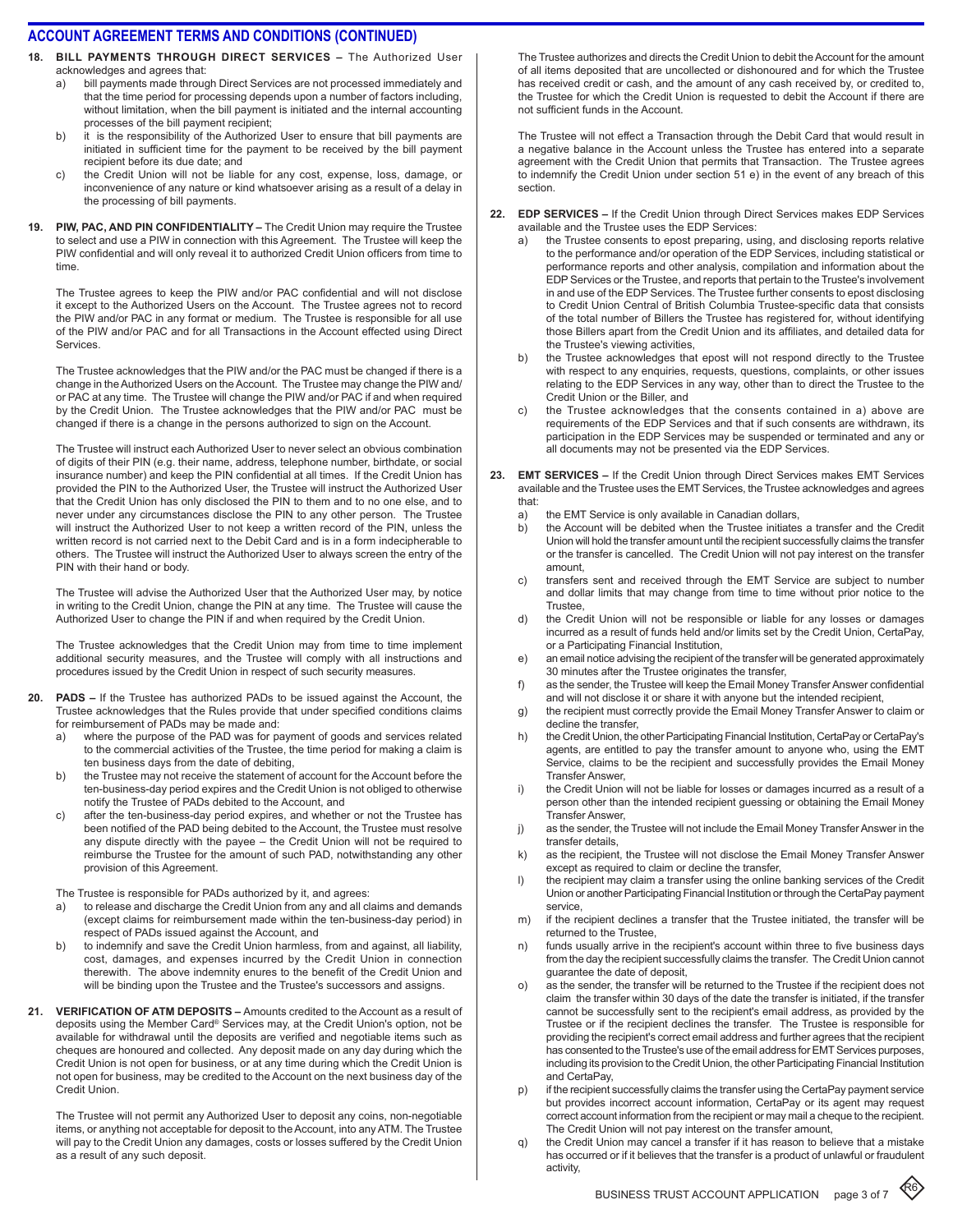## ACCOUNT AGREEMENT TERMS AND CONDITIONS (CONTINUED)

**18. BILL PAYMENTS THROUGH DIRECT SERVICES –** The Authorized User acknowledges and agrees that:

a) bill payments made through Direct Services are not processed immediately and that the time period for processing depends upon a number of factors including, without limitation, when the bill payment is initiated and the internal accounting processes of the bill payment recipient;

b) it is the responsibility of the Authorized User to ensure that bill payments are initiated in sufficient time for the payment to be received by the bill payment recipient before its due date; and

c) the Credit Union will not be liable for any cost, expense, loss, damage, or inconvenience of any nature or kind whatsoever arising as a result of a delay in the processing of bill payments.

**19. PIW, PAC, AND PIN CONFIDENTIALITY –** The Credit Union may require the Trustee to select and use a PIW in connection with this Agreement. The Trustee will keep the PIW confidential and will only reveal it to authorized Credit Union officers from time to time.

The Trustee agrees to keep the PIW and/or PAC confidential and will not disclose it except to the Authorized Users on the Account. The Trustee agrees not to record the PIW and/or PAC in any format or medium. The Trustee is responsible for all use of the PIW and/or PAC and for all Transactions in the Account effected using Direct Services.

The Trustee acknowledges that the PIW and/or the PAC must be changed if there is a change in the Authorized Users on the Account. The Trustee may change the PIW and/or PAC at any time. The Trustee will change the PIW and/or PAC if and when required by the Credit Union. The Trustee acknowledges that the PIW and/or PAC must be changed if there is a change in the persons authorized to sign on the Account.

The Trustee will instruct each Authorized User to never select an obvious combination of digits of their PIN (e.g. their name, address, telephone number, birthdate, or social insurance number) and keep the PIN confidential at all times. If the Credit Union has provided the PIN to the Authorized User, the Trustee will instruct the Authorized User that the Credit Union has only disclosed the PIN to them and to no one else, and to never under any circumstances disclose the PIN to any other person. The Trustee will instruct the Authorized User to not keep a written record of the PIN, unless the written record is not carried next to the Debit Card and is in a form indecipherable to others. The Trustee will instruct the Authorized User to always screen the entry of the PIN with their hand or body.

The Trustee will advise the Authorized User that the Authorized User may, by notice in writing to the Credit Union, change the PIN at any time. The Trustee will cause the Authorized User to change the PIN if and when required by the Credit Union.

The Trustee acknowledges that the Credit Union may from time to time implement additional security measures, and the Trustee will comply with all instructions and procedures issued by the Credit Union in respect of such security measures.

**20. PADS –** If the Trustee has authorized PADs to be issued against the Account, the Trustee acknowledges that the Rules provide that under specified conditions claims for reimbursement of PADs may be made and:

a) where the purpose of the PAD was for payment of goods and services related to the commercial activities of the Trustee, the time period for making a claim is ten business days from the date of debiting,

b) the Trustee may not receive the statement of account for the Account before the ten-business-day period expires and the Credit Union is not obliged to otherwise notify the Trustee of PADs debited to the Account, and

c) after the ten-business-day period expires, and whether or not the Trustee has been notified of the PAD being debited to the Account, the Trustee must resolve any dispute directly with the payee – the Credit Union will not be required to reimburse the Trustee for the amount of such PAD, notwithstanding any other provision of this Agreement.

The Trustee is responsible for PADs authorized by it, and agrees:

a) to release and discharge the Credit Union from any and all claims and demands (except claims for reimbursement made within the ten-business-day period) in respect of PADs issued against the Account, and

b) to indemnify and save the Credit Union harmless, from and against, all liability, cost, damages, and expenses incurred by the Credit Union in connection therewith. The above indemnity enures to the benefit of the Credit Union and will be binding upon the Trustee and the Trustee's successors and assigns.

**21. VERIFICATION OF ATM DEPOSITS –** Amounts credited to the Account as a result of deposits using the Member Card® Services may, at the Credit Union's option, not be available for withdrawal until the deposits are verified and negotiable items such as cheques are honoured and collected. Any deposit made on any day during which the Credit Union is not open for business, or at any time during which the Credit Union is not open for business, may be credited to the Account on the next business day of the Credit Union.

The Trustee will not permit any Authorized User to deposit any coins, non-negotiable items, or anything not acceptable for deposit to the Account, into any ATM. The Trustee will pay to the Credit Union any damages, costs or losses suffered by the Credit Union as a result of any such deposit.

The Trustee authorizes and directs the Credit Union to debit the Account for the amount of all items deposited that are uncollected or dishonoured and for which the Trustee has received credit or cash, and the amount of any cash received by, or credited to, the Trustee for which the Credit Union is requested to debit the Account if there are not sufficient funds in the Account.

The Trustee will not effect a Transaction through the Debit Card that would result in a negative balance in the Account unless the Trustee has entered into a separate agreement with the Credit Union that permits that Transaction. The Trustee agrees to indemnify the Credit Union under section 51 e) in the event of any breach of this section.

**22. EDP SERVICES –** If the Credit Union through Direct Services makes EDP Services available and the Trustee uses the EDP Services:

a) the Trustee consents to epost preparing, using, and disclosing reports relative to the performance and/or operation of the EDP Services, including statistical or performance reports and other analysis, compilation and information about the EDP Services or the Trustee, and reports that pertain to the Trustee's involvement in and use of the EDP Services. The Trustee further consents to epost disclosing to Credit Union Central of British Columbia Trustee-specific data that consists of the total number of Billers the Trustee has registered for, without identifying those Billers apart from the Credit Union and its affiliates, and detailed data for the Trustee's viewing activities,

b) the Trustee acknowledges that epost will not respond directly to the Trustee with respect to any enquiries, requests, questions, complaints, or other issues relating to the EDP Services in any way, other than to direct the Trustee to the Credit Union or the Biller, and

c) the Trustee acknowledges that the consents contained in a) above are requirements of the EDP Services and that if such consents are withdrawn, its participation in the EDP Services may be suspended or terminated and any or all documents may not be presented via the EDP Services.

**23. EMT SERVICES –** If the Credit Union through Direct Services makes EMT Services available and the Trustee uses the EMT Services, the Trustee acknowledges and agrees that:

a) the EMT Service is only available in Canadian dollars,

b) the Account will be debited when the Trustee initiates a transfer and the Credit Union will hold the transfer amount until the recipient successfully claims the transfer or the transfer is cancelled. The Credit Union will not pay interest on the transfer amount,

c) transfers sent and received through the EMT Service are subject to number and dollar limits that may change from time to time without prior notice to the Trustee,

d) the Credit Union will not be responsible or liable for any losses or damages incurred as a result of funds held and/or limits set by the Credit Union, CertaPay, or a Participating Financial Institution,

e) an email notice advising the recipient of the transfer will be generated approximately 30 minutes after the Trustee originates the transfer,

f) as the sender, the Trustee will keep the Email Money Transfer Answer confidential and will not disclose it or share it with anyone but the intended recipient,

g) the recipient must correctly provide the Email Money Transfer Answer to claim or decline the transfer,

h) the Credit Union, the other Participating Financial Institution, CertaPay or CertaPay's agents, are entitled to pay the transfer amount to anyone who, using the EMT Service, claims to be the recipient and successfully provides the Email Money Transfer Answer,

i) the Credit Union will not be liable for losses or damages incurred as a result of a person other than the intended recipient guessing or obtaining the Email Money Transfer Answer,

j) as the sender, the Trustee will not include the Email Money Transfer Answer in the transfer details,

k) as the recipient, the Trustee will not disclose the Email Money Transfer Answer except as required to claim or decline the transfer,

l) the recipient may claim a transfer using the online banking services of the Credit Union or another Participating Financial Institution or through the CertaPay payment service,

m) if the recipient declines a transfer that the Trustee initiated, the transfer will be returned to the Trustee,

n) funds usually arrive in the recipient's account within three to five business days from the day the recipient successfully claims the transfer. The Credit Union cannot guarantee the date of deposit,

o) as the sender, the transfer will be returned to the Trustee if the recipient does not claim the transfer within 30 days of the date the transfer is initiated, if the transfer cannot be successfully sent to the recipient's email address, as provided by the Trustee or if the recipient declines the transfer. The Trustee is responsible for providing the recipient's correct email address and further agrees that the recipient has consented to the Trustee's use of the email address for EMT Services purposes, including its provision to the Credit Union, the other Participating Financial Institution and CertaPay,

p) if the recipient successfully claims the transfer using the CertaPay payment service but provides incorrect account information, CertaPay or its agent may request correct account information from the recipient or may mail a cheque to the recipient. The Credit Union will not pay interest on the transfer amount,

q) the Credit Union may cancel a transfer if it has reason to believe that a mistake has occurred or if it believes that the transfer is a product of unlawful or fraudulent activity,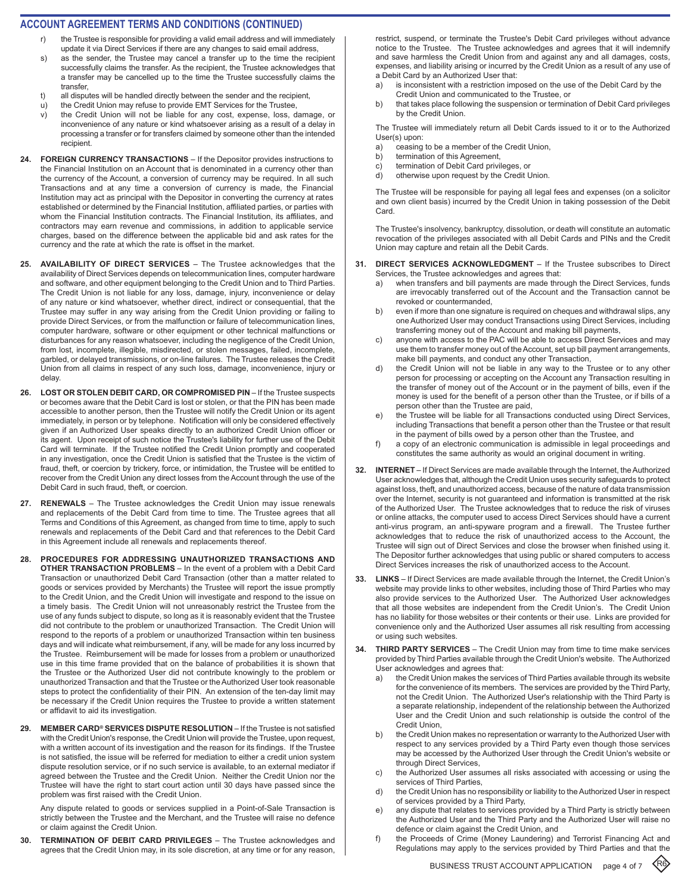## ACCOUNT AGREEMENT TERMS AND CONDITIONS (CONTINUED)

r) the Trustee is responsible for providing a valid email address and will immediately update it via Direct Services if there are any changes to said email address,

s) as the sender, the Trustee may cancel a transfer up to the time the recipient successfully claims the transfer. As the recipient, the Trustee acknowledges that a transfer may be cancelled up to the time the Trustee successfully claims the transfer,

t) all disputes will be handled directly between the sender and the recipient,

u) the Credit Union may refuse to provide EMT Services for the Trustee,

v) the Credit Union will not be liable for any cost, expense, loss, damage, or inconvenience of any nature or kind whatsoever arising as a result of a delay in processing a transfer or for transfers claimed by someone other than the intended recipient.

**24. FOREIGN CURRENCY TRANSACTIONS** – If the Depositor provides instructions to the Financial Institution on an Account that is denominated in a currency other than the currency of the Account, a conversion of currency may be required. In all such Transactions and at any time a conversion of currency is made, the Financial Institution may act as principal with the Depositor in converting the currency at rates established or determined by the Financial Institution, affiliated parties, or parties with whom the Financial Institution contracts. The Financial Institution, its affiliates, and contractors may earn revenue and commissions, in addition to applicable service charges, based on the difference between the applicable bid and ask rates for the currency and the rate at which the rate is offset in the market.

**25. AVAILABILITY OF DIRECT SERVICES** – The Trustee acknowledges that the availability of Direct Services depends on telecommunication lines, computer hardware and software, and other equipment belonging to the Credit Union and to Third Parties. The Credit Union is not liable for any loss, damage, injury, inconvenience or delay of any nature or kind whatsoever, whether direct, indirect or consequential, that the Trustee may suffer in any way arising from the Credit Union providing or failing to provide Direct Services, or from the malfunction or failure of telecommunication lines, computer hardware, software or other equipment or other technical malfunctions or disturbances for any reason whatsoever, including the negligence of the Credit Union, from lost, incomplete, illegible, misdirected, or stolen messages, failed, incomplete, garbled, or delayed transmissions, or on-line failures. The Trustee releases the Credit Union from all claims in respect of any such loss, damage, inconvenience, injury or delay.

**26. LOST OR STOLEN DEBIT CARD, OR COMPROMISED PIN** – If the Trustee suspects or becomes aware that the Debit Card is lost or stolen, or that the PIN has been made accessible to another person, then the Trustee will notify the Credit Union or its agent immediately, in person or by telephone. Notification will only be considered effectively given if an Authorized User speaks directly to an authorized Credit Union officer or its agent. Upon receipt of such notice the Trustee's liability for further use of the Debit Card will terminate. If the Trustee notified the Credit Union promptly and cooperated in any investigation, once the Credit Union is satisfied that the Trustee is the victim of fraud, theft, or coercion by trickery, force, or intimidation, the Trustee will be entitled to recover from the Credit Union any direct losses from the Account through the use of the Debit Card in such fraud, theft, or coercion.

**27. RENEWALS** – The Trustee acknowledges the Credit Union may issue renewals and replacements of the Debit Card from time to time. The Trustee agrees that all Terms and Conditions of this Agreement, as changed from time to time, apply to such renewals and replacements of the Debit Card and that references to the Debit Card in this Agreement include all renewals and replacements thereof.

**28. PROCEDURES FOR ADDRESSING UNAUTHORIZED TRANSACTIONS AND OTHER TRANSACTION PROBLEMS** – In the event of a problem with a Debit Card Transaction or unauthorized Debit Card Transaction (other than a matter related to goods or services provided by Merchants) the Trustee will report the issue promptly to the Credit Union, and the Credit Union will investigate and respond to the issue on a timely basis. The Credit Union will not unreasonably restrict the Trustee from the use of any funds subject to dispute, so long as it is reasonably evident that the Trustee did not contribute to the problem or unauthorized Transaction. The Credit Union will respond to the reports of a problem or unauthorized Transaction within ten business days and will indicate what reimbursement, if any, will be made for any loss incurred by the Trustee. Reimbursement will be made for losses from a problem or unauthorized use in this time frame provided that on the balance of probabilities it is shown that the Trustee or the Authorized User did not contribute knowingly to the problem or unauthorized Transaction and that the Trustee or the Authorized User took reasonable steps to protect the confidentiality of their PIN. An extension of the ten-day limit may be necessary if the Credit Union requires the Trustee to provide a written statement or affidavit to aid its investigation.

**29. MEMBER CARD® SERVICES DISPUTE RESOLUTION** – If the Trustee is not satisfied with the Credit Union's response, the Credit Union will provide the Trustee, upon request, with a written account of its investigation and the reason for its findings. If the Trustee is not satisfied, the issue will be referred for mediation to either a credit union system dispute resolution service, or if no such service is available, to an external mediator if agreed between the Trustee and the Credit Union. Neither the Credit Union nor the Trustee will have the right to start court action until 30 days have passed since the problem was first raised with the Credit Union.

Any dispute related to goods or services supplied in a Point-of-Sale Transaction is strictly between the Trustee and the Merchant, and the Trustee will raise no defence or claim against the Credit Union.

**30. TERMINATION OF DEBIT CARD PRIVILEGES** – The Trustee acknowledges and agrees that the Credit Union may, in its sole discretion, at any time or for any reason, restrict, suspend, or terminate the Trustee's Debit Card privileges without advance notice to the Trustee. The Trustee acknowledges and agrees that it will indemnify and save harmless the Credit Union from and against any and all damages, costs, expenses, and liability arising or incurred by the Credit Union as a result of any use of a Debit Card by an Authorized User that:

a) is inconsistent with a restriction imposed on the use of the Debit Card by the Credit Union and communicated to the Trustee, or

b) that takes place following the suspension or termination of Debit Card privileges by the Credit Union.

The Trustee will immediately return all Debit Cards issued to it or to the Authorized User(s) upon:

a) ceasing to be a member of the Credit Union,

b) termination of this Agreement,

c) termination of Debit Card privileges, or

d) otherwise upon request by the Credit Union.

The Trustee will be responsible for paying all legal fees and expenses (on a solicitor and own client basis) incurred by the Credit Union in taking possession of the Debit Card.

The Trustee's insolvency, bankruptcy, dissolution, or death will constitute an automatic revocation of the privileges associated with all Debit Cards and PINs and the Credit Union may capture and retain all the Debit Cards.

**31. DIRECT SERVICES ACKNOWLEDGMENT** – If the Trustee subscribes to Direct Services, the Trustee acknowledges and agrees that:

a) when transfers and bill payments are made through the Direct Services, funds are irrevocably transferred out of the Account and the Transaction cannot be revoked or countermanded,

b) even if more than one signature is required on cheques and withdrawal slips, any one Authorized User may conduct Transactions using Direct Services, including transferring money out of the Account and making bill payments,

c) anyone with access to the PAC will be able to access Direct Services and may use them to transfer money out of the Account, set up bill payment arrangements, make bill payments, and conduct any other Transaction,

d) the Credit Union will not be liable in any way to the Trustee or to any other person for processing or accepting on the Account any Transaction resulting in the transfer of money out of the Account or in the payment of bills, even if the money is used for the benefit of a person other than the Trustee, or if bills of a person other than the Trustee are paid,

e) the Trustee will be liable for all Transactions conducted using Direct Services, including Transactions that benefit a person other than the Trustee or that result in the payment of bills owed by a person other than the Trustee, and

f) a copy of an electronic communication is admissible in legal proceedings and constitutes the same authority as would an original document in writing.

**32. INTERNET** – If Direct Services are made available through the Internet, the Authorized User acknowledges that, although the Credit Union uses security safeguards to protect against loss, theft, and unauthorized access, because of the nature of data transmission over the Internet, security is not guaranteed and information is transmitted at the risk of the Authorized User. The Trustee acknowledges that to reduce the risk of viruses or online attacks, the computer used to access Direct Services should have a current anti-virus program, an anti-spyware program and a firewall. The Trustee further acknowledges that to reduce the risk of unauthorized access to the Account, the Trustee will sign out of Direct Services and close the browser when finished using it. The Depositor further acknowledges that using public or shared computers to access Direct Services increases the risk of unauthorized access to the Account.

**33. LINKS** – If Direct Services are made available through the Internet, the Credit Union's website may provide links to other websites, including those of Third Parties who may also provide services to the Authorized User. The Authorized User acknowledges that all those websites are independent from the Credit Union's. The Credit Union has no liability for those websites or their contents or their use. Links are provided for convenience only and the Authorized User assumes all risk resulting from accessing or using such websites.

**34. THIRD PARTY SERVICES** – The Credit Union may from time to time make services provided by Third Parties available through the Credit Union's website. The Authorized User acknowledges and agrees that:

a) the Credit Union makes the services of Third Parties available through its website for the convenience of its members. The services are provided by the Third Party, not the Credit Union. The Authorized User's relationship with the Third Party is a separate relationship, independent of the relationship between the Authorized User and the Credit Union and such relationship is outside the control of the Credit Union,

b) the Credit Union makes no representation or warranty to the Authorized User with respect to any services provided by a Third Party even though those services may be accessed by the Authorized User through the Credit Union's website or through Direct Services,

c) the Authorized User assumes all risks associated with accessing or using the services of Third Parties,

d) the Credit Union has no responsibility or liability to the Authorized User in respect of services provided by a Third Party,

e) any dispute that relates to services provided by a Third Party is strictly between the Authorized User and the Third Party and the Authorized User will raise no defence or claim against the Credit Union, and

f) the Proceeds of Crime (Money Laundering) and Terrorist Financing Act and Regulations may apply to the services provided by Third Parties and that the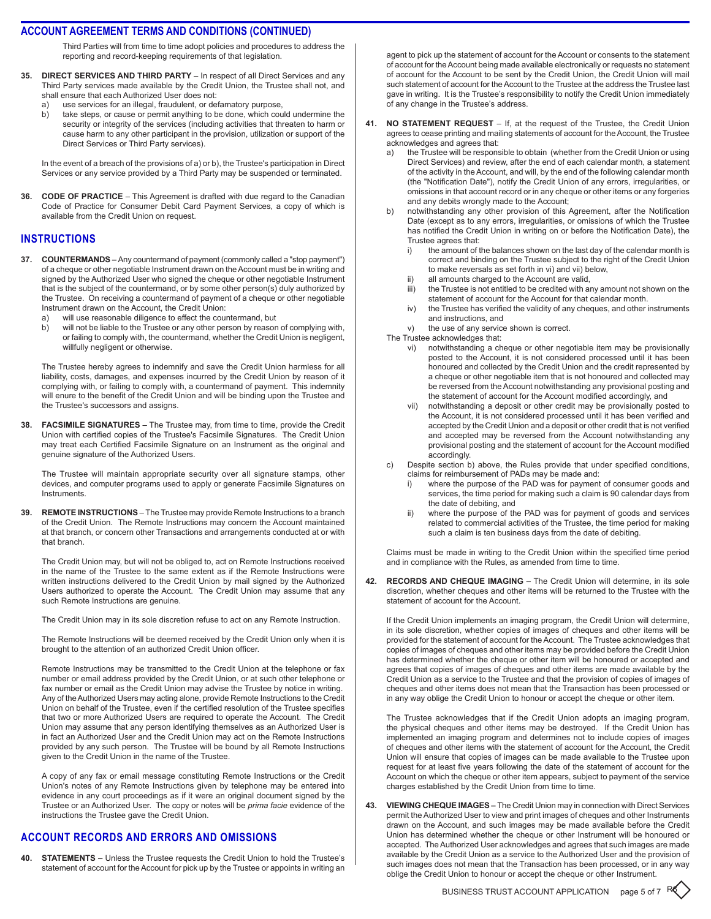Third Parties will from time to time adopt policies and procedures to address the reporting and record-keeping requirements of that legislation.

**35. DIRECT SERVICES AND THIRD PARTY** – In respect of all Direct Services and any Third Party services made available by the Credit Union, the Trustee shall not, and shall ensure that each Authorized User does not:

a) use services for an illegal, fraudulent, or defamatory purpose,
b) take steps, or cause or permit anything to be done, which could undermine the security or integrity of the services (including activities that threaten to harm or cause harm to any other participant in the provision, utilization or support of the Direct Services or Third Party services).

In the event of a breach of the provisions of a) or b), the Trustee's participation in Direct Services or any service provided by a Third Party may be suspended or terminated.

**36. CODE OF PRACTICE** – This Agreement is drafted with due regard to the Canadian Code of Practice for Consumer Debit Card Payment Services, a copy of which is available from the Credit Union on request.

## INSTRUCTIONS

**37. COUNTERMANDS –** Any countermand of payment (commonly called a "stop payment") of a cheque or other negotiable Instrument drawn on the Account must be in writing and signed by the Authorized User who signed the cheque or other negotiable Instrument that is the subject of the countermand, or by some other person(s) duly authorized by the Trustee. On receiving a countermand of payment of a cheque or other negotiable Instrument drawn on the Account, the Credit Union:

a) will use reasonable diligence to effect the countermand, but
b) will not be liable to the Trustee or any other person by reason of complying with, or failing to comply with, the countermand, whether the Credit Union is negligent, willfully negligent or otherwise.

The Trustee hereby agrees to indemnify and save the Credit Union harmless for all liability, costs, damages, and expenses incurred by the Credit Union by reason of it complying with, or failing to comply with, a countermand of payment. This indemnity will enure to the benefit of the Credit Union and will be binding upon the Trustee and the Trustee's successors and assigns.

**38. FACSIMILE SIGNATURES** – The Trustee may, from time to time, provide the Credit Union with certified copies of the Trustee's Facsimile Signatures. The Credit Union may treat each Certified Facsimile Signature on an Instrument as the original and genuine signature of the Authorized Users.

The Trustee will maintain appropriate security over all signature stamps, other devices, and computer programs used to apply or generate Facsimile Signatures on Instruments.

**39. REMOTE INSTRUCTIONS** – The Trustee may provide Remote Instructions to a branch of the Credit Union. The Remote Instructions may concern the Account maintained at that branch, or concern other Transactions and arrangements conducted at or with that branch.

The Credit Union may, but will not be obliged to, act on Remote Instructions received in the name of the Trustee to the same extent as if the Remote Instructions were written instructions delivered to the Credit Union by mail signed by the Authorized Users authorized to operate the Account. The Credit Union may assume that any such Remote Instructions are genuine.

The Credit Union may in its sole discretion refuse to act on any Remote Instruction.

The Remote Instructions will be deemed received by the Credit Union only when it is brought to the attention of an authorized Credit Union officer.

Remote Instructions may be transmitted to the Credit Union at the telephone or fax number or email address provided by the Credit Union, or at such other telephone or fax number or email as the Credit Union may advise the Trustee by notice in writing. Any of the Authorized Users may acting alone, provide Remote Instructions to the Credit Union on behalf of the Trustee, even if the certified resolution of the Trustee specifies that two or more Authorized Users are required to operate the Account. The Credit Union may assume that any person identifying themselves as an Authorized User is in fact an Authorized User and the Credit Union may act on the Remote Instructions provided by any such person. The Trustee will be bound by all Remote Instructions given to the Credit Union in the name of the Trustee.

A copy of any fax or email message constituting Remote Instructions or the Credit Union's notes of any Remote Instructions given by telephone may be entered into evidence in any court proceedings as if it were an original document signed by the Trustee or an Authorized User. The copy or notes will be *prima facie* evidence of the instructions the Trustee gave the Credit Union.

## ACCOUNT RECORDS AND ERRORS AND OMISSIONS

**40. STATEMENTS** – Unless the Trustee requests the Credit Union to hold the Trustee's statement of account for the Account for pick up by the Trustee or appoints in writing an agent to pick up the statement of account for the Account or consents to the statement of account for the Account being made available electronically or requests no statement of account for the Account to be sent by the Credit Union, the Credit Union will mail such statement of account for the Account to the Trustee at the address the Trustee last gave in writing. It is the Trustee's responsibility to notify the Credit Union immediately of any change in the Trustee's address.

**41. NO STATEMENT REQUEST** – If, at the request of the Trustee, the Credit Union agrees to cease printing and mailing statements of account for the Account, the Trustee acknowledges and agrees that:

a) the Trustee will be responsible to obtain (whether from the Credit Union or using Direct Services) and review, after the end of each calendar month, a statement of the activity in the Account, and will, by the end of the following calendar month (the "Notification Date"), notify the Credit Union of any errors, irregularities, or omissions in that account record or in any cheque or other items or any forgeries and any debits wrongly made to the Account;
b) notwithstanding any other provision of this Agreement, after the Notification Date (except as to any errors, irregularities, or omissions of which the Trustee has notified the Credit Union in writing on or before the Notification Date), the Trustee agrees that:
   i) the amount of the balances shown on the last day of the calendar month is correct and binding on the Trustee subject to the right of the Credit Union to make reversals as set forth in vi) and vii) below,
   ii) all amounts charged to the Account are valid,
   iii) the Trustee is not entitled to be credited with any amount not shown on the statement of account for the Account for that calendar month.
   iv) the Trustee has verified the validity of any cheques, and other instruments and instructions, and
   v) the use of any service shown is correct.

   The Trustee acknowledges that:

   vi) notwithstanding a cheque or other negotiable item may be provisionally posted to the Account, it is not considered processed until it has been honoured and collected by the Credit Union and the credit represented by a cheque or other negotiable item that is not honoured and collected may be reversed from the Account notwithstanding any provisional posting and the statement of account for the Account modified accordingly, and
   vii) notwithstanding a deposit or other credit may be provisionally posted to the Account, it is not considered processed until it has been verified and accepted by the Credit Union and a deposit or other credit that is not verified and accepted may be reversed from the Account notwithstanding any provisional posting and the statement of account for the Account modified accordingly.
c) Despite section b) above, the Rules provide that under specified conditions, claims for reimbursement of PADs may be made and:
   i) where the purpose of the PAD was for payment of consumer goods and services, the time period for making such a claim is 90 calendar days from the date of debiting, and
   ii) where the purpose of the PAD was for payment of goods and services related to commercial activities of the Trustee, the time period for making such a claim is ten business days from the date of debiting.

Claims must be made in writing to the Credit Union within the specified time period and in compliance with the Rules, as amended from time to time.

**42. RECORDS AND CHEQUE IMAGING** – The Credit Union will determine, in its sole discretion, whether cheques and other items will be returned to the Trustee with the statement of account for the Account.

If the Credit Union implements an imaging program, the Credit Union will determine, in its sole discretion, whether copies of images of cheques and other items will be provided for the statement of account for the Account. The Trustee acknowledges that copies of images of cheques and other items may be provided before the Credit Union has determined whether the cheque or other item will be honoured or accepted and agrees that copies of images of cheques and other items are made available by the Credit Union as a service to the Trustee and that the provision of copies of images of cheques and other items does not mean that the Transaction has been processed or in any way oblige the Credit Union to honour or accept the cheque or other item.

The Trustee acknowledges that if the Credit Union adopts an imaging program, the physical cheques and other items may be destroyed. If the Credit Union has implemented an imaging program and determines not to include copies of images of cheques and other items with the statement of account for the Account, the Credit Union will ensure that copies of images can be made available to the Trustee upon request for at least five years following the date of the statement of account for the Account on which the cheque or other item appears, subject to payment of the service charges established by the Credit Union from time to time.

**43. VIEWING CHEQUE IMAGES –** The Credit Union may in connection with Direct Services permit the Authorized User to view and print images of cheques and other Instruments drawn on the Account, and such images may be made available before the Credit Union has determined whether the cheque or other Instrument will be honoured or accepted. The Authorized User acknowledges and agrees that such images are made available by the Credit Union as a service to the Authorized User and the provision of such images does not mean that the Transaction has been processed, or in any way oblige the Credit Union to honour or accept the cheque or other Instrument.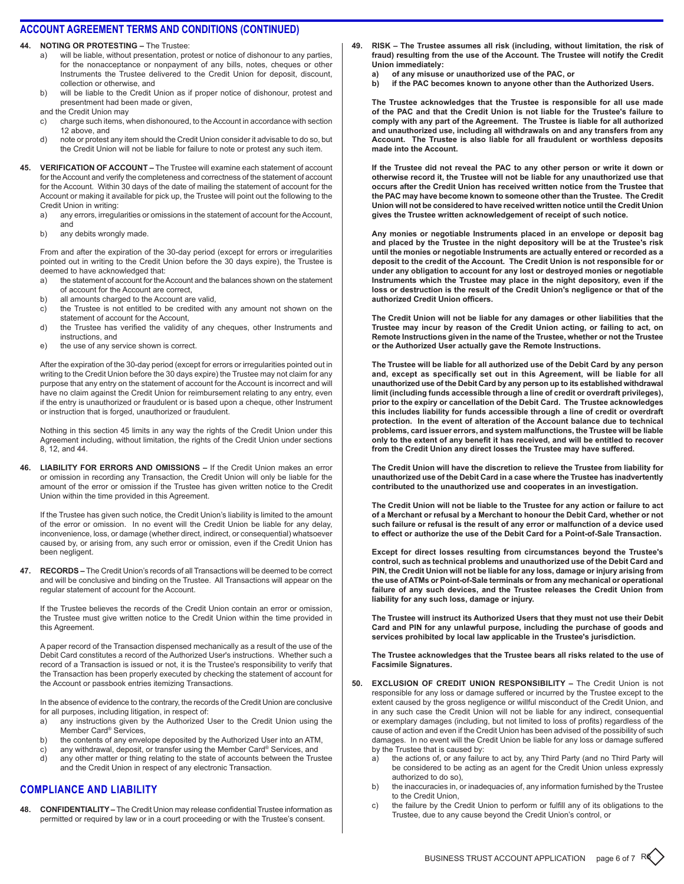## ACCOUNT AGREEMENT TERMS AND CONDITIONS (CONTINUED)

**44. NOTING OR PROTESTING –** The Trustee:

a) will be liable, without presentation, protest or notice of dishonour to any parties, for the nonacceptance or nonpayment of any bills, notes, cheques or other Instruments the Trustee delivered to the Credit Union for deposit, discount, collection or otherwise, and

b) will be liable to the Credit Union as if proper notice of dishonour, protest and presentment had been made or given,

and the Credit Union may

c) charge such items, when dishonoured, to the Account in accordance with section 12 above, and

d) note or protest any item should the Credit Union consider it advisable to do so, but the Credit Union will not be liable for failure to note or protest any such item.

**45. VERIFICATION OF ACCOUNT –** The Trustee will examine each statement of account for the Account and verify the completeness and correctness of the statement of account for the Account. Within 30 days of the date of mailing the statement of account for the Account or making it available for pick up, the Trustee will point out the following to the Credit Union in writing:

a) any errors, irregularities or omissions in the statement of account for the Account, and

b) any debits wrongly made.

From and after the expiration of the 30-day period (except for errors or irregularities pointed out in writing to the Credit Union before the 30 days expire), the Trustee is deemed to have acknowledged that:

a) the statement of account for the Account and the balances shown on the statement of account for the Account are correct,

b) all amounts charged to the Account are valid,

c) the Trustee is not entitled to be credited with any amount not shown on the statement of account for the Account,

d) the Trustee has verified the validity of any cheques, other Instruments and instructions, and

e) the use of any service shown is correct.

After the expiration of the 30-day period (except for errors or irregularities pointed out in writing to the Credit Union before the 30 days expire) the Trustee may not claim for any purpose that any entry on the statement of account for the Account is incorrect and will have no claim against the Credit Union for reimbursement relating to any entry, even if the entry is unauthorized or fraudulent or is based upon a cheque, other Instrument or instruction that is forged, unauthorized or fraudulent.

Nothing in this section 45 limits in any way the rights of the Credit Union under this Agreement including, without limitation, the rights of the Credit Union under sections 8, 12, and 44.

**46. LIABILITY FOR ERRORS AND OMISSIONS –** If the Credit Union makes an error or omission in recording any Transaction, the Credit Union will only be liable for the amount of the error or omission if the Trustee has given written notice to the Credit Union within the time provided in this Agreement.

If the Trustee has given such notice, the Credit Union's liability is limited to the amount of the error or omission. In no event will the Credit Union be liable for any delay, inconvenience, loss, or damage (whether direct, indirect, or consequential) whatsoever caused by, or arising from, any such error or omission, even if the Credit Union has been negligent.

**47. RECORDS –** The Credit Union's records of all Transactions will be deemed to be correct and will be conclusive and binding on the Trustee. All Transactions will appear on the regular statement of account for the Account.

If the Trustee believes the records of the Credit Union contain an error or omission, the Trustee must give written notice to the Credit Union within the time provided in this Agreement.

A paper record of the Transaction dispensed mechanically as a result of the use of the Debit Card constitutes a record of the Authorized User's instructions. Whether such a record of a Transaction is issued or not, it is the Trustee's responsibility to verify that the Transaction has been properly executed by checking the statement of account for the Account or passbook entries itemizing Transactions.

In the absence of evidence to the contrary, the records of the Credit Union are conclusive for all purposes, including litigation, in respect of:

a) any instructions given by the Authorized User to the Credit Union using the Member Card® Services,

b) the contents of any envelope deposited by the Authorized User into an ATM,

c) any withdrawal, deposit, or transfer using the Member Card® Services, and

d) any other matter or thing relating to the state of accounts between the Trustee and the Credit Union in respect of any electronic Transaction.

## COMPLIANCE AND LIABILITY

**48. CONFIDENTIALITY –** The Credit Union may release confidential Trustee information as permitted or required by law or in a court proceeding or with the Trustee's consent.

**49. RISK – The Trustee assumes all risk (including, without limitation, the risk of fraud) resulting from the use of the Account. The Trustee will notify the Credit Union immediately:**

**a) of any misuse or unauthorized use of the PAC, or**

**b) if the PAC becomes known to anyone other than the Authorized Users.**

**The Trustee acknowledges that the Trustee is responsible for all use made of the PAC and that the Credit Union is not liable for the Trustee's failure to comply with any part of the Agreement. The Trustee is liable for all authorized and unauthorized use, including all withdrawals on and any transfers from any Account. The Trustee is also liable for all fraudulent or worthless deposits made into the Account.**

**If the Trustee did not reveal the PAC to any other person or write it down or otherwise record it, the Trustee will not be liable for any unauthorized use that occurs after the Credit Union has received written notice from the Trustee that the PAC may have become known to someone other than the Trustee. The Credit Union will not be considered to have received written notice until the Credit Union gives the Trustee written acknowledgement of receipt of such notice.**

**Any monies or negotiable Instruments placed in an envelope or deposit bag and placed by the Trustee in the night depository will be at the Trustee's risk until the monies or negotiable Instruments are actually entered or recorded as a deposit to the credit of the Account. The Credit Union is not responsible for or under any obligation to account for any lost or destroyed monies or negotiable Instruments which the Trustee may place in the night depository, even if the loss or destruction is the result of the Credit Union's negligence or that of the authorized Credit Union officers.**

**The Credit Union will not be liable for any damages or other liabilities that the Trustee may incur by reason of the Credit Union acting, or failing to act, on Remote Instructions given in the name of the Trustee, whether or not the Trustee or the Authorized User actually gave the Remote Instructions.**

**The Trustee will be liable for all authorized use of the Debit Card by any person and, except as specifically set out in this Agreement, will be liable for all unauthorized use of the Debit Card by any person up to its established withdrawal limit (including funds accessible through a line of credit or overdraft privileges), prior to the expiry or cancellation of the Debit Card. The Trustee acknowledges this includes liability for funds accessible through a line of credit or overdraft protection. In the event of alteration of the Account balance due to technical problems, card issuer errors, and system malfunctions, the Trustee will be liable only to the extent of any benefit it has received, and will be entitled to recover from the Credit Union any direct losses the Trustee may have suffered.**

**The Credit Union will have the discretion to relieve the Trustee from liability for unauthorized use of the Debit Card in a case where the Trustee has inadvertently contributed to the unauthorized use and cooperates in an investigation.**

**The Credit Union will not be liable to the Trustee for any action or failure to act of a Merchant or refusal by a Merchant to honour the Debit Card, whether or not such failure or refusal is the result of any error or malfunction of a device used to effect or authorize the use of the Debit Card for a Point-of-Sale Transaction.**

**Except for direct losses resulting from circumstances beyond the Trustee's control, such as technical problems and unauthorized use of the Debit Card and PIN, the Credit Union will not be liable for any loss, damage or injury arising from the use of ATMs or Point-of-Sale terminals or from any mechanical or operational failure of any such devices, and the Trustee releases the Credit Union from liability for any such loss, damage or injury.**

**The Trustee will instruct its Authorized Users that they must not use their Debit Card and PIN for any unlawful purpose, including the purchase of goods and services prohibited by local law applicable in the Trustee's jurisdiction.**

**The Trustee acknowledges that the Trustee bears all risks related to the use of Facsimile Signatures.**

**50. EXCLUSION OF CREDIT UNION RESPONSIBILITY –** The Credit Union is not responsible for any loss or damage suffered or incurred by the Trustee except to the extent caused by the gross negligence or willful misconduct of the Credit Union, and in any such case the Credit Union will not be liable for any indirect, consequential or exemplary damages (including, but not limited to loss of profits) regardless of the cause of action and even if the Credit Union has been advised of the possibility of such damages. In no event will the Credit Union be liable for any loss or damage suffered by the Trustee that is caused by:

a) the actions of, or any failure to act by, any Third Party (and no Third Party will be considered to be acting as an agent for the Credit Union unless expressly authorized to do so),

b) the inaccuracies in, or inadequacies of, any information furnished by the Trustee to the Credit Union,

c) the failure by the Credit Union to perform or fulfill any of its obligations to the Trustee, due to any cause beyond the Credit Union's control, or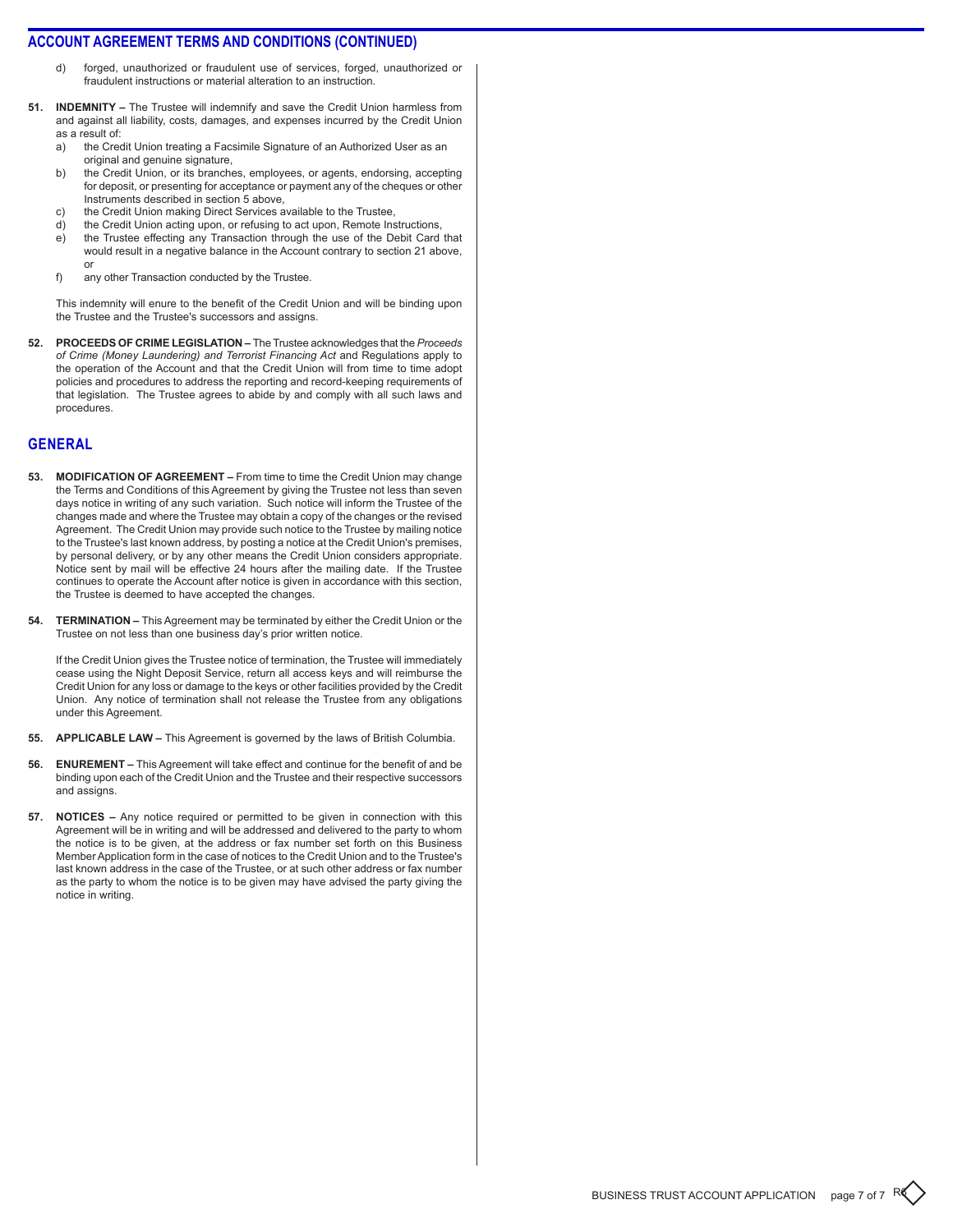## ACCOUNT AGREEMENT TERMS AND CONDITIONS (CONTINUED)

d) forged, unauthorized or fraudulent use of services, forged, unauthorized or fraudulent instructions or material alteration to an instruction.

**51. INDEMNITY –** The Trustee will indemnify and save the Credit Union harmless from and against all liability, costs, damages, and expenses incurred by the Credit Union as a result of:

a) the Credit Union treating a Facsimile Signature of an Authorized User as an original and genuine signature,
b) the Credit Union, or its branches, employees, or agents, endorsing, accepting for deposit, or presenting for acceptance or payment any of the cheques or other Instruments described in section 5 above,
c) the Credit Union making Direct Services available to the Trustee,
d) the Credit Union acting upon, or refusing to act upon, Remote Instructions,
e) the Trustee effecting any Transaction through the use of the Debit Card that would result in a negative balance in the Account contrary to section 21 above, or
f) any other Transaction conducted by the Trustee.

This indemnity will enure to the benefit of the Credit Union and will be binding upon the Trustee and the Trustee's successors and assigns.

**52. PROCEEDS OF CRIME LEGISLATION –** The Trustee acknowledges that the *Proceeds of Crime (Money Laundering) and Terrorist Financing Act* and Regulations apply to the operation of the Account and that the Credit Union will from time to time adopt policies and procedures to address the reporting and record-keeping requirements of that legislation. The Trustee agrees to abide by and comply with all such laws and procedures.

## GENERAL

**53. MODIFICATION OF AGREEMENT –** From time to time the Credit Union may change the Terms and Conditions of this Agreement by giving the Trustee not less than seven days notice in writing of any such variation. Such notice will inform the Trustee of the changes made and where the Trustee may obtain a copy of the changes or the revised Agreement. The Credit Union may provide such notice to the Trustee by mailing notice to the Trustee's last known address, by posting a notice at the Credit Union's premises, by personal delivery, or by any other means the Credit Union considers appropriate. Notice sent by mail will be effective 24 hours after the mailing date. If the Trustee continues to operate the Account after notice is given in accordance with this section, the Trustee is deemed to have accepted the changes.

**54. TERMINATION –** This Agreement may be terminated by either the Credit Union or the Trustee on not less than one business day's prior written notice.

If the Credit Union gives the Trustee notice of termination, the Trustee will immediately cease using the Night Deposit Service, return all access keys and will reimburse the Credit Union for any loss or damage to the keys or other facilities provided by the Credit Union. Any notice of termination shall not release the Trustee from any obligations under this Agreement.

**55. APPLICABLE LAW –** This Agreement is governed by the laws of British Columbia.

**56. ENUREMENT –** This Agreement will take effect and continue for the benefit of and be binding upon each of the Credit Union and the Trustee and their respective successors and assigns.

**57. NOTICES –** Any notice required or permitted to be given in connection with this Agreement will be in writing and will be addressed and delivered to the party to whom the notice is to be given, at the address or fax number set forth on this Business Member Application form in the case of notices to the Credit Union and to the Trustee's last known address in the case of the Trustee, or at such other address or fax number as the party to whom the notice is to be given may have advised the party giving the notice in writing.